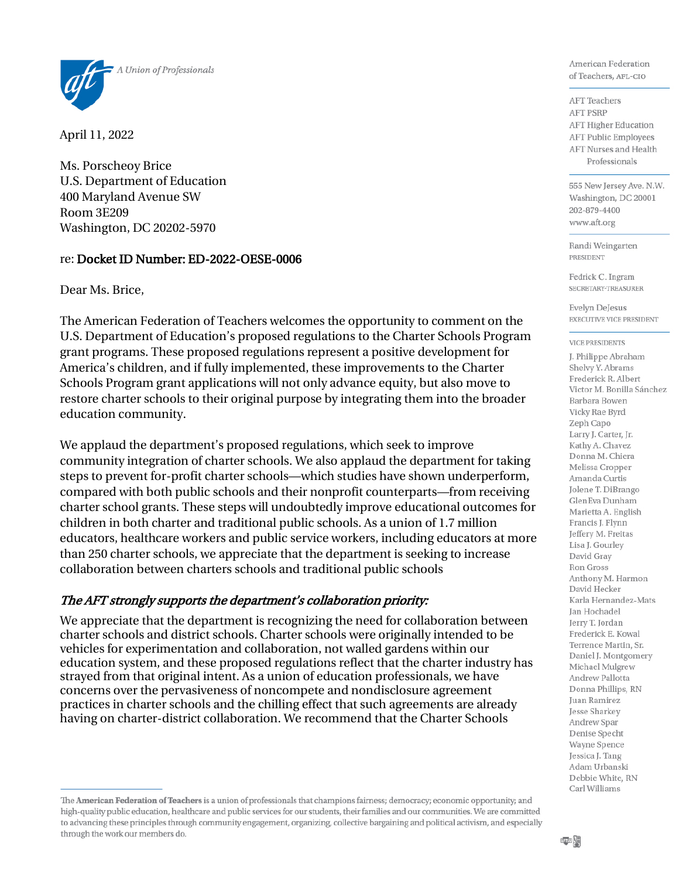A Union of Professionals

April 11, 2022

Ms. Porscheoy Brice
U.S. Department of Education
400 Maryland Avenue SW
Room 3E209
Washington, DC 20202-5970

re: **Docket ID Number: ED-2022-OESE-0006**

Dear Ms. Brice,

The American Federation of Teachers welcomes the opportunity to comment on the U.S. Department of Education's proposed regulations to the Charter Schools Program grant programs. These proposed regulations represent a positive development for America's children, and if fully implemented, these improvements to the Charter Schools Program grant applications will not only advance equity, but also move to restore charter schools to their original purpose by integrating them into the broader education community.

We applaud the department's proposed regulations, which seek to improve community integration of charter schools. We also applaud the department for taking steps to prevent for-profit charter schools—which studies have shown underperform, compared with both public schools and their nonprofit counterparts—from receiving charter school grants. These steps will undoubtedly improve educational outcomes for children in both charter and traditional public schools. As a union of 1.7 million educators, healthcare workers and public service workers, including educators at more than 250 charter schools, we appreciate that the department is seeking to increase collaboration between charters schools and traditional public schools

## *The AFT strongly supports the department's collaboration priority:*

We appreciate that the department is recognizing the need for collaboration between charter schools and district schools. Charter schools were originally intended to be vehicles for experimentation and collaboration, not walled gardens within our education system, and these proposed regulations reflect that the charter industry has strayed from that original intent. As a union of education professionals, we have concerns over the pervasiveness of noncompete and nondisclosure agreement practices in charter schools and the chilling effect that such agreements are already having on charter-district collaboration. We recommend that the Charter Schools

American Federation of Teachers, AFL-CIO

AFT Teachers
AFT PSRP
AFT Higher Education
AFT Public Employees
AFT Nurses and Health Professionals

555 New Jersey Ave. N.W.
Washington, DC 20001
202-879-4400
www.aft.org

Randi Weingarten
PRESIDENT

Fedrick C. Ingram
SECRETARY-TREASURER

Evelyn DeJesus
EXECUTIVE VICE PRESIDENT

VICE PRESIDENTS

J. Philippe Abraham
Shelvy Y. Abrams
Frederick R. Albert
Victor M. Bonilla Sánchez
Barbara Bowen
Vicky Rae Byrd
Zeph Capo
Larry J. Carter, Jr.
Kathy A. Chavez
Donna M. Chiera
Melissa Cropper
Amanda Curtis
Jolene T. DiBrango
GlenEva Dunham
Marietta A. English
Francis J. Flynn
Jeffery M. Freitas
Lisa J. Gourley
David Gray
Ron Gross
Anthony M. Harmon
David Hecker
Karla Hernandez-Mats
Jan Hochadel
Jerry T. Jordan
Frederick E. Kowal
Terrence Martin, Sr.
Daniel J. Montgomery
Michael Mulgrew
Andrew Pallotta
Donna Phillips, RN
Juan Ramirez
Jesse Sharkey
Andrew Spar
Denise Specht
Wayne Spence
Jessica J. Tang
Adam Urbanski
Debbie White, RN
Carl Williams

The **American Federation of Teachers** is a union of professionals that champions fairness; democracy; economic opportunity; and high-quality public education, healthcare and public services for our students, their families and our communities. We are committed to advancing these principles through community engagement, organizing, collective bargaining and political activism, and especially through the work our members do.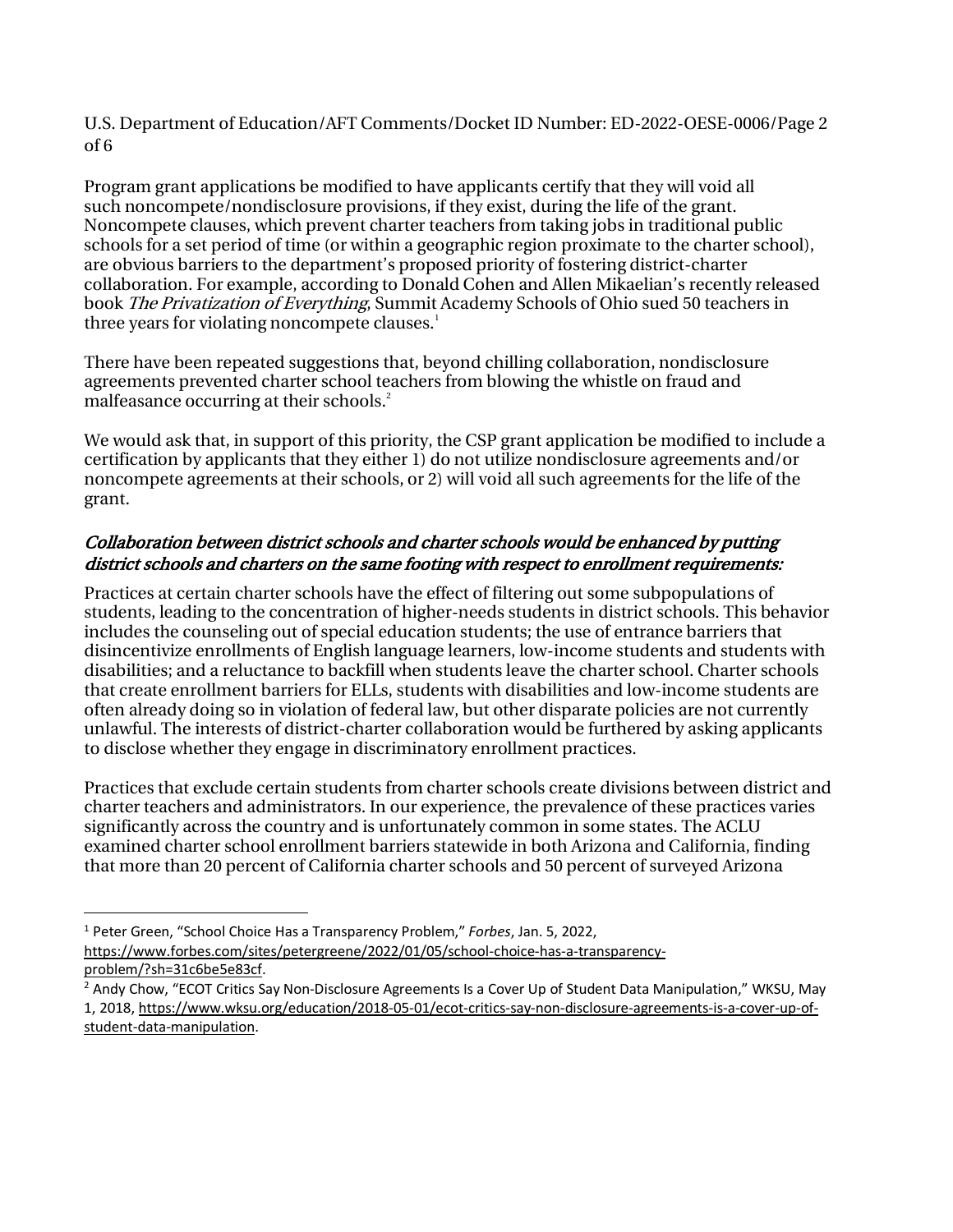Program grant applications be modified to have applicants certify that they will void all such noncompete/nondisclosure provisions, if they exist, during the life of the grant. Noncompete clauses, which prevent charter teachers from taking jobs in traditional public schools for a set period of time (or within a geographic region proximate to the charter school), are obvious barriers to the department's proposed priority of fostering district-charter collaboration. For example, according to Donald Cohen and Allen Mikaelian's recently released book *The Privatization of Everything*, Summit Academy Schools of Ohio sued 50 teachers in three years for violating noncompete clauses.[1]

There have been repeated suggestions that, beyond chilling collaboration, nondisclosure agreements prevented charter school teachers from blowing the whistle on fraud and malfeasance occurring at their schools.[2]

We would ask that, in support of this priority, the CSP grant application be modified to include a certification by applicants that they either 1) do not utilize nondisclosure agreements and/or noncompete agreements at their schools, or 2) will void all such agreements for the life of the grant.

### *Collaboration between district schools and charter schools would be enhanced by putting district schools and charters on the same footing with respect to enrollment requirements:*

Practices at certain charter schools have the effect of filtering out some subpopulations of students, leading to the concentration of higher-needs students in district schools. This behavior includes the counseling out of special education students; the use of entrance barriers that disincentivize enrollments of English language learners, low-income students and students with disabilities; and a reluctance to backfill when students leave the charter school. Charter schools that create enrollment barriers for ELLs, students with disabilities and low-income students are often already doing so in violation of federal law, but other disparate policies are not currently unlawful. The interests of district-charter collaboration would be furthered by asking applicants to disclose whether they engage in discriminatory enrollment practices.

Practices that exclude certain students from charter schools create divisions between district and charter teachers and administrators. In our experience, the prevalence of these practices varies significantly across the country and is unfortunately common in some states. The ACLU examined charter school enrollment barriers statewide in both Arizona and California, finding that more than 20 percent of California charter schools and 50 percent of surveyed Arizona

---

[1] Peter Green, "School Choice Has a Transparency Problem," *Forbes*, Jan. 5, 2022, https://www.forbes.com/sites/petergreene/2022/01/05/school-choice-has-a-transparency-problem/?sh=31c6be5e83cf.

[2] Andy Chow, "ECOT Critics Say Non-Disclosure Agreements Is a Cover Up of Student Data Manipulation," WKSU, May 1, 2018, https://www.wksu.org/education/2018-05-01/ecot-critics-say-non-disclosure-agreements-is-a-cover-up-of-student-data-manipulation.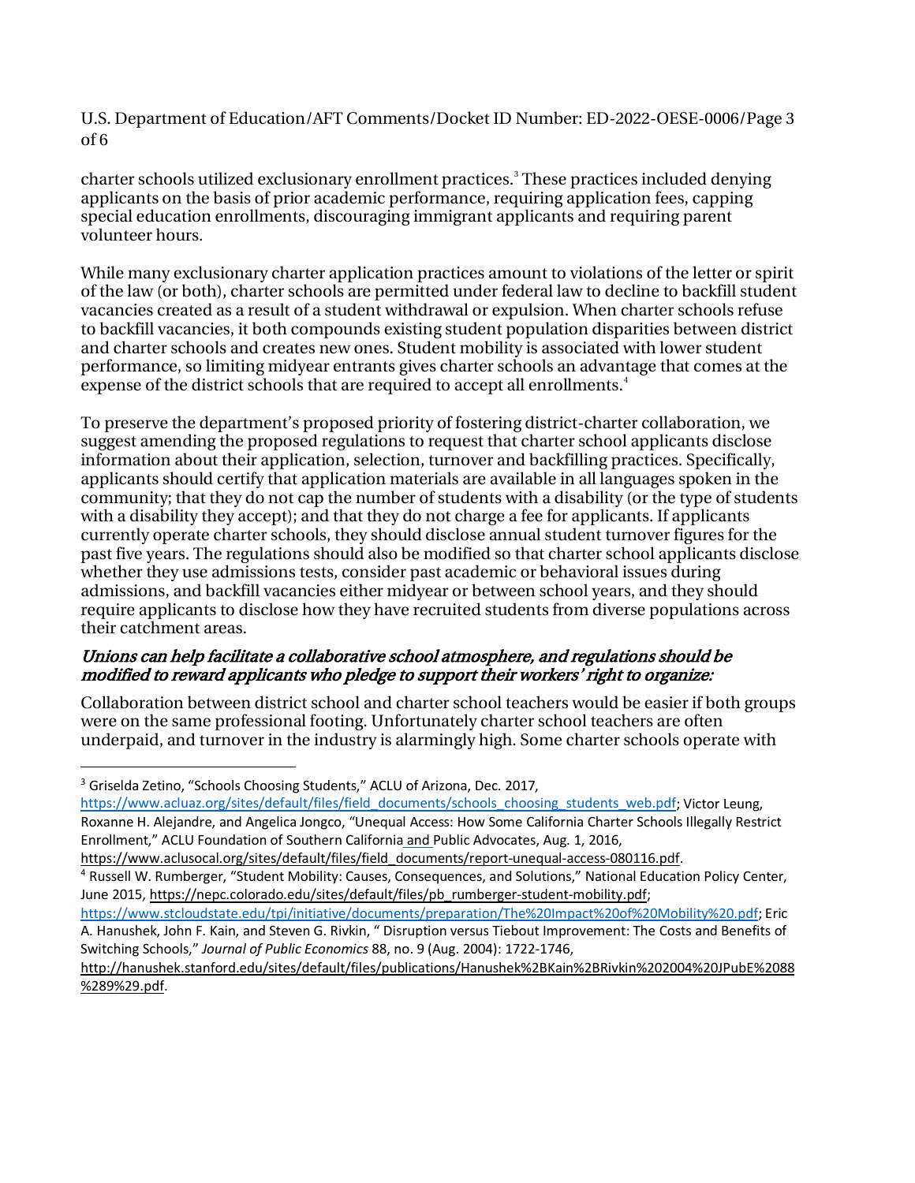charter schools utilized exclusionary enrollment practices.[3] These practices included denying applicants on the basis of prior academic performance, requiring application fees, capping special education enrollments, discouraging immigrant applicants and requiring parent volunteer hours.

While many exclusionary charter application practices amount to violations of the letter or spirit of the law (or both), charter schools are permitted under federal law to decline to backfill student vacancies created as a result of a student withdrawal or expulsion. When charter schools refuse to backfill vacancies, it both compounds existing student population disparities between district and charter schools and creates new ones. Student mobility is associated with lower student performance, so limiting midyear entrants gives charter schools an advantage that comes at the expense of the district schools that are required to accept all enrollments.[4]

To preserve the department's proposed priority of fostering district-charter collaboration, we suggest amending the proposed regulations to request that charter school applicants disclose information about their application, selection, turnover and backfilling practices. Specifically, applicants should certify that application materials are available in all languages spoken in the community; that they do not cap the number of students with a disability (or the type of students with a disability they accept); and that they do not charge a fee for applicants. If applicants currently operate charter schools, they should disclose annual student turnover figures for the past five years. The regulations should also be modified so that charter school applicants disclose whether they use admissions tests, consider past academic or behavioral issues during admissions, and backfill vacancies either midyear or between school years, and they should require applicants to disclose how they have recruited students from diverse populations across their catchment areas.

***Unions can help facilitate a collaborative school atmosphere, and regulations should be modified to reward applicants who pledge to support their workers' right to organize:***

Collaboration between district school and charter school teachers would be easier if both groups were on the same professional footing. Unfortunately charter school teachers are often underpaid, and turnover in the industry is alarmingly high. Some charter schools operate with

---

[3] Griselda Zetino, "Schools Choosing Students," ACLU of Arizona, Dec. 2017, https://www.acluaz.org/sites/default/files/field_documents/schools_choosing_students_web.pdf; Victor Leung, Roxanne H. Alejandre, and Angelica Jongco, "Unequal Access: How Some California Charter Schools Illegally Restrict Enrollment," ACLU Foundation of Southern California and Public Advocates, Aug. 1, 2016, https://www.aclusocal.org/sites/default/files/field_documents/report-unequal-access-080116.pdf.

[4] Russell W. Rumberger, "Student Mobility: Causes, Consequences, and Solutions," National Education Policy Center, June 2015, https://nepc.colorado.edu/sites/default/files/pb_rumberger-student-mobility.pdf; https://www.stcloudstate.edu/tpi/initiative/documents/preparation/The%20Impact%20of%20Mobility%20.pdf; Eric A. Hanushek, John F. Kain, and Steven G. Rivkin, " Disruption versus Tiebout Improvement: The Costs and Benefits of Switching Schools," *Journal of Public Economics* 88, no. 9 (Aug. 2004): 1722-1746, http://hanushek.stanford.edu/sites/default/files/publications/Hanushek%2BKain%2BRivkin%202004%20JPubE%2088%289%29.pdf.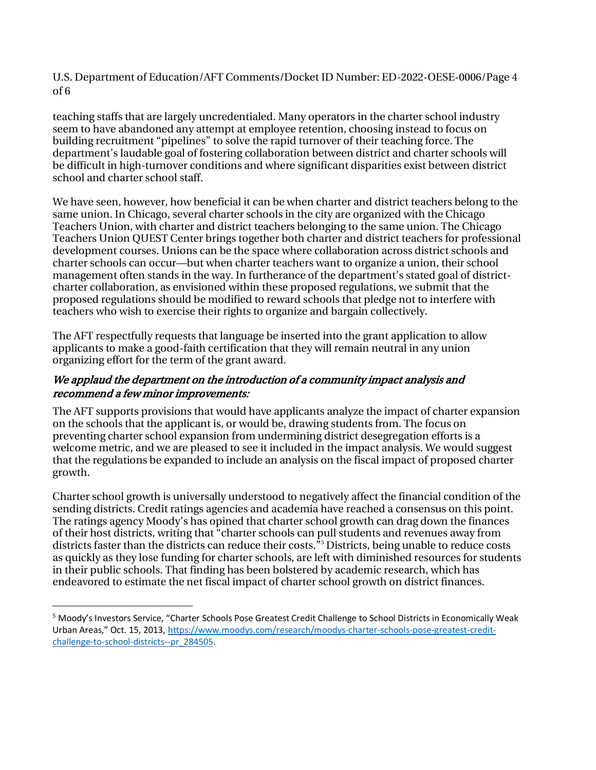teaching staffs that are largely uncredentialed. Many operators in the charter school industry seem to have abandoned any attempt at employee retention, choosing instead to focus on building recruitment "pipelines" to solve the rapid turnover of their teaching force. The department's laudable goal of fostering collaboration between district and charter schools will be difficult in high-turnover conditions and where significant disparities exist between district school and charter school staff.

We have seen, however, how beneficial it can be when charter and district teachers belong to the same union. In Chicago, several charter schools in the city are organized with the Chicago Teachers Union, with charter and district teachers belonging to the same union. The Chicago Teachers Union QUEST Center brings together both charter and district teachers for professional development courses. Unions can be the space where collaboration across district schools and charter schools can occur—but when charter teachers want to organize a union, their school management often stands in the way. In furtherance of the department's stated goal of district-charter collaboration, as envisioned within these proposed regulations, we submit that the proposed regulations should be modified to reward schools that pledge not to interfere with teachers who wish to exercise their rights to organize and bargain collectively.

The AFT respectfully requests that language be inserted into the grant application to allow applicants to make a good-faith certification that they will remain neutral in any union organizing effort for the term of the grant award.

### *We applaud the department on the introduction of a community impact analysis and recommend a few minor improvements:*

The AFT supports provisions that would have applicants analyze the impact of charter expansion on the schools that the applicant is, or would be, drawing students from. The focus on preventing charter school expansion from undermining district desegregation efforts is a welcome metric, and we are pleased to see it included in the impact analysis. We would suggest that the regulations be expanded to include an analysis on the fiscal impact of proposed charter growth.

Charter school growth is universally understood to negatively affect the financial condition of the sending districts. Credit ratings agencies and academia have reached a consensus on this point. The ratings agency Moody's has opined that charter school growth can drag down the finances of their host districts, writing that "charter schools can pull students and revenues away from districts faster than the districts can reduce their costs."[5] Districts, being unable to reduce costs as quickly as they lose funding for charter schools, are left with diminished resources for students in their public schools. That finding has been bolstered by academic research, which has endeavored to estimate the net fiscal impact of charter school growth on district finances.

---

[5] Moody's Investors Service, "Charter Schools Pose Greatest Credit Challenge to School Districts in Economically Weak Urban Areas," Oct. 15, 2013, https://www.moodys.com/research/moodys-charter-schools-pose-greatest-credit-challenge-to-school-districts--pr_284505.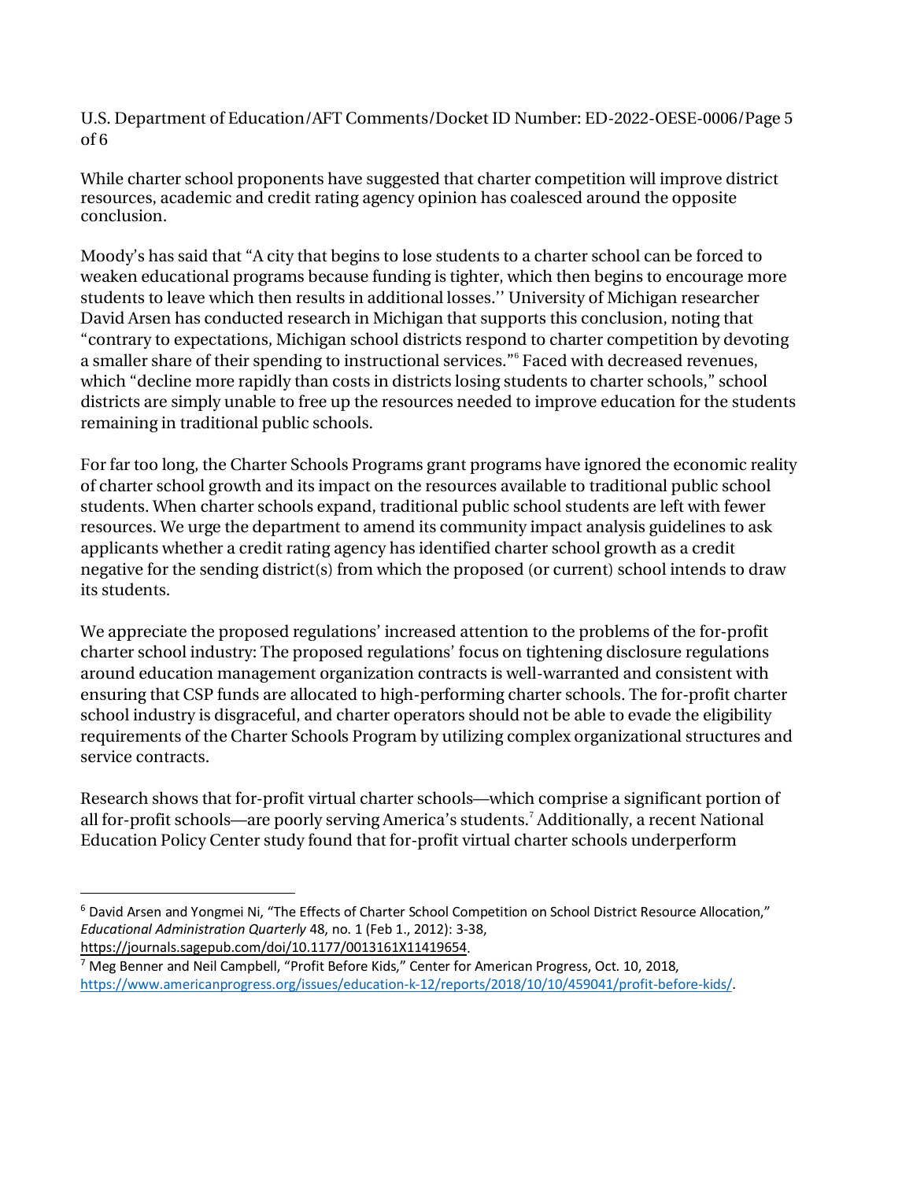While charter school proponents have suggested that charter competition will improve district resources, academic and credit rating agency opinion has coalesced around the opposite conclusion.

Moody's has said that "A city that begins to lose students to a charter school can be forced to weaken educational programs because funding is tighter, which then begins to encourage more students to leave which then results in additional losses.'' University of Michigan researcher David Arsen has conducted research in Michigan that supports this conclusion, noting that "contrary to expectations, Michigan school districts respond to charter competition by devoting a smaller share of their spending to instructional services."[6] Faced with decreased revenues, which "decline more rapidly than costs in districts losing students to charter schools," school districts are simply unable to free up the resources needed to improve education for the students remaining in traditional public schools.

For far too long, the Charter Schools Programs grant programs have ignored the economic reality of charter school growth and its impact on the resources available to traditional public school students. When charter schools expand, traditional public school students are left with fewer resources. We urge the department to amend its community impact analysis guidelines to ask applicants whether a credit rating agency has identified charter school growth as a credit negative for the sending district(s) from which the proposed (or current) school intends to draw its students.

We appreciate the proposed regulations' increased attention to the problems of the for-profit charter school industry: The proposed regulations' focus on tightening disclosure regulations around education management organization contracts is well-warranted and consistent with ensuring that CSP funds are allocated to high-performing charter schools. The for-profit charter school industry is disgraceful, and charter operators should not be able to evade the eligibility requirements of the Charter Schools Program by utilizing complex organizational structures and service contracts.

Research shows that for-profit virtual charter schools—which comprise a significant portion of all for-profit schools—are poorly serving America's students.[7] Additionally, a recent National Education Policy Center study found that for-profit virtual charter schools underperform

---

[6] David Arsen and Yongmei Ni, "The Effects of Charter School Competition on School District Resource Allocation," *Educational Administration Quarterly* 48, no. 1 (Feb 1., 2012): 3-38, https://journals.sagepub.com/doi/10.1177/0013161X11419654.

[7] Meg Benner and Neil Campbell, "Profit Before Kids," Center for American Progress, Oct. 10, 2018, https://www.americanprogress.org/issues/education-k-12/reports/2018/10/10/459041/profit-before-kids/.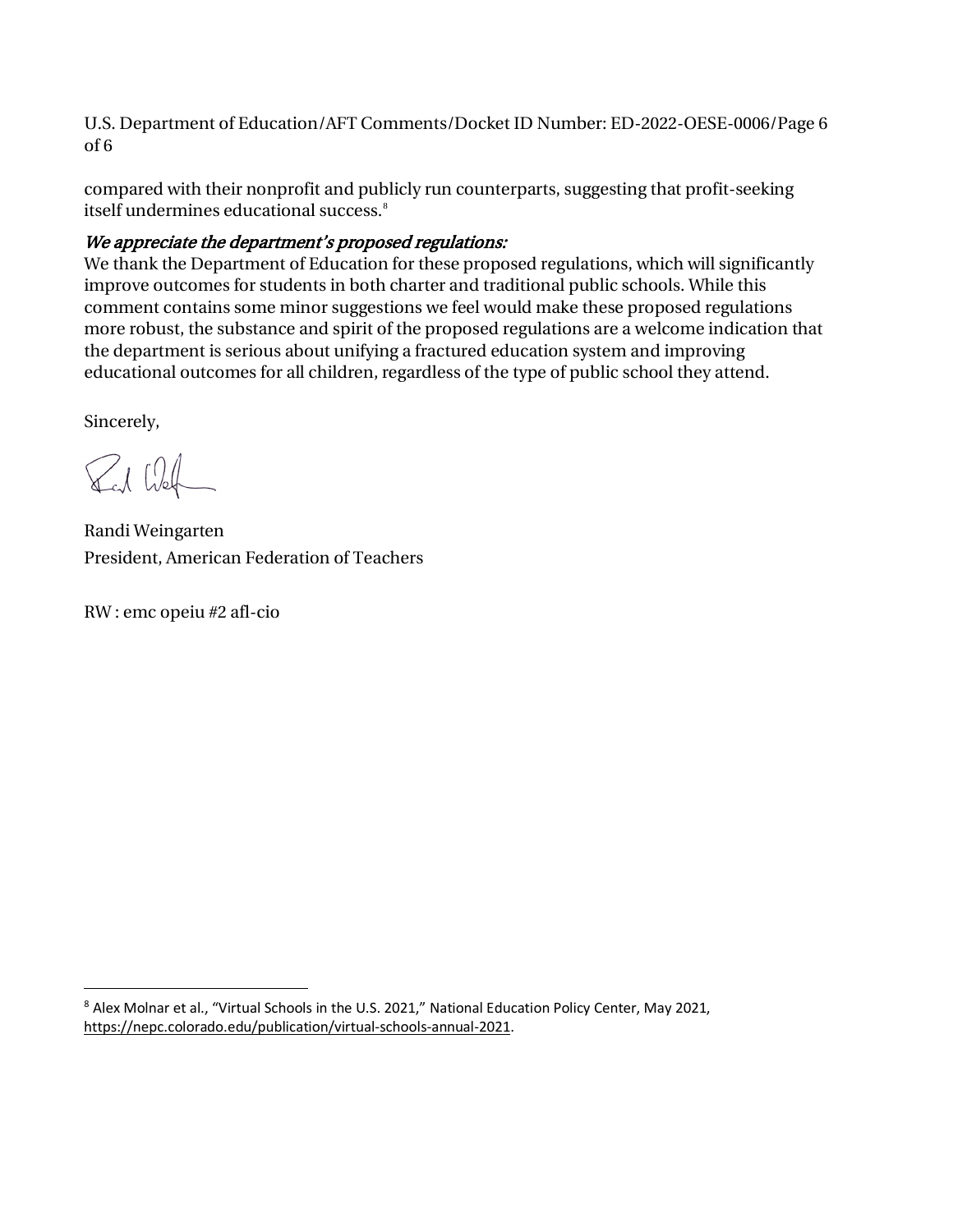compared with their nonprofit and publicly run counterparts, suggesting that profit-seeking itself undermines educational success.[8]

*We appreciate the department's proposed regulations:*

We thank the Department of Education for these proposed regulations, which will significantly improve outcomes for students in both charter and traditional public schools. While this comment contains some minor suggestions we feel would make these proposed regulations more robust, the substance and spirit of the proposed regulations are a welcome indication that the department is serious about unifying a fractured education system and improving educational outcomes for all children, regardless of the type of public school they attend.

Sincerely,

Randi Weingarten
President, American Federation of Teachers

RW : emc opeiu #2 afl-cio

---

[8] Alex Molnar et al., "Virtual Schools in the U.S. 2021," National Education Policy Center, May 2021, https://nepc.colorado.edu/publication/virtual-schools-annual-2021.